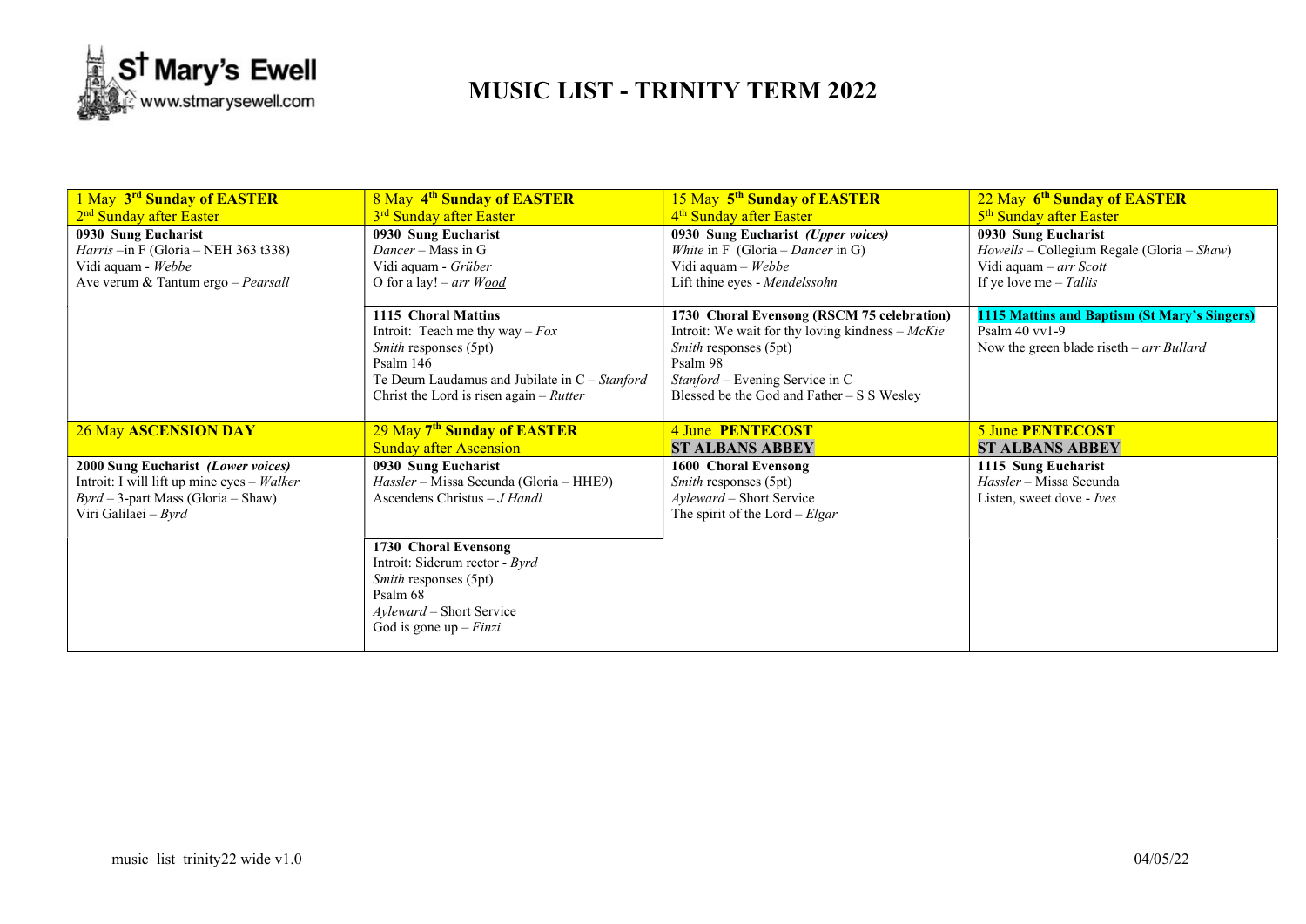St Mary's Ewell
www.stmarysewell.com

# MUSIC LIST - TRINITY TERM 2022

| 1 May **3rd Sunday of EASTER** 2nd Sunday after Easter | 8 May **4th Sunday of EASTER** 3rd Sunday after Easter | 15 May **5th Sunday of EASTER** 4th Sunday after Easter | 22 May **6th Sunday of EASTER** 5th Sunday after Easter |
|---|---|---|---|
| **0930 Sung Eucharist** *Harris* –in F (Gloria – NEH 363 t338) Vidi aquam - *Webbe* Ave verum & Tantum ergo – *Pearsall* | **0930 Sung Eucharist** *Dancer* – Mass in G Vidi aquam - *Grüber* O for a lay! – *arr Wood* | **0930 Sung Eucharist *(Upper voices)*** *White* in F (Gloria – *Dancer* in G) Vidi aquam – *Webbe* Lift thine eyes - *Mendelssohn* | **0930 Sung Eucharist** *Howells* – Collegium Regale (Gloria – *Shaw*) Vidi aquam – *arr Scott* If ye love me – *Tallis* |
| | **1115 Choral Mattins** Introit: Teach me thy way – *Fox* *Smith* responses (5pt) Psalm 146 Te Deum Laudamus and Jubilate in C – *Stanford* Christ the Lord is risen again – *Rutter* | **1730 Choral Evensong (RSCM 75 celebration)** Introit: We wait for thy loving kindness – *McKie* *Smith* responses (5pt) Psalm 98 *Stanford* – Evening Service in C Blessed be the God and Father – S S Wesley | **1115 Mattins and Baptism (St Mary's Singers)** Psalm 40 vv1-9 Now the green blade riseth – *arr Bullard* |
| 26 May **ASCENSION DAY** | 29 May **7th Sunday of EASTER** Sunday after Ascension | 4 June **PENTECOST** **ST ALBANS ABBEY** | 5 June **PENTECOST** **ST ALBANS ABBEY** |
| **2000 Sung Eucharist *(Lower voices)*** Introit: I will lift up mine eyes – *Walker* *Byrd* – 3-part Mass (Gloria – Shaw) Viri Galilaei – *Byrd* | **0930 Sung Eucharist** *Hassler* – Missa Secunda (Gloria – HHE9) Ascendens Christus – *J Handl* | **1600 Choral Evensong** *Smith* responses (5pt) *Ayleward* – Short Service The spirit of the Lord – *Elgar* | **1115 Sung Eucharist** *Hassler* – Missa Secunda Listen, sweet dove - *Ives* |
| | **1730 Choral Evensong** Introit: Siderum rector - *Byrd* *Smith* responses (5pt) Psalm 68 *Ayleward* – Short Service God is gone up – *Finzi* | | |

music_list_trinity22 wide v1.0 04/05/22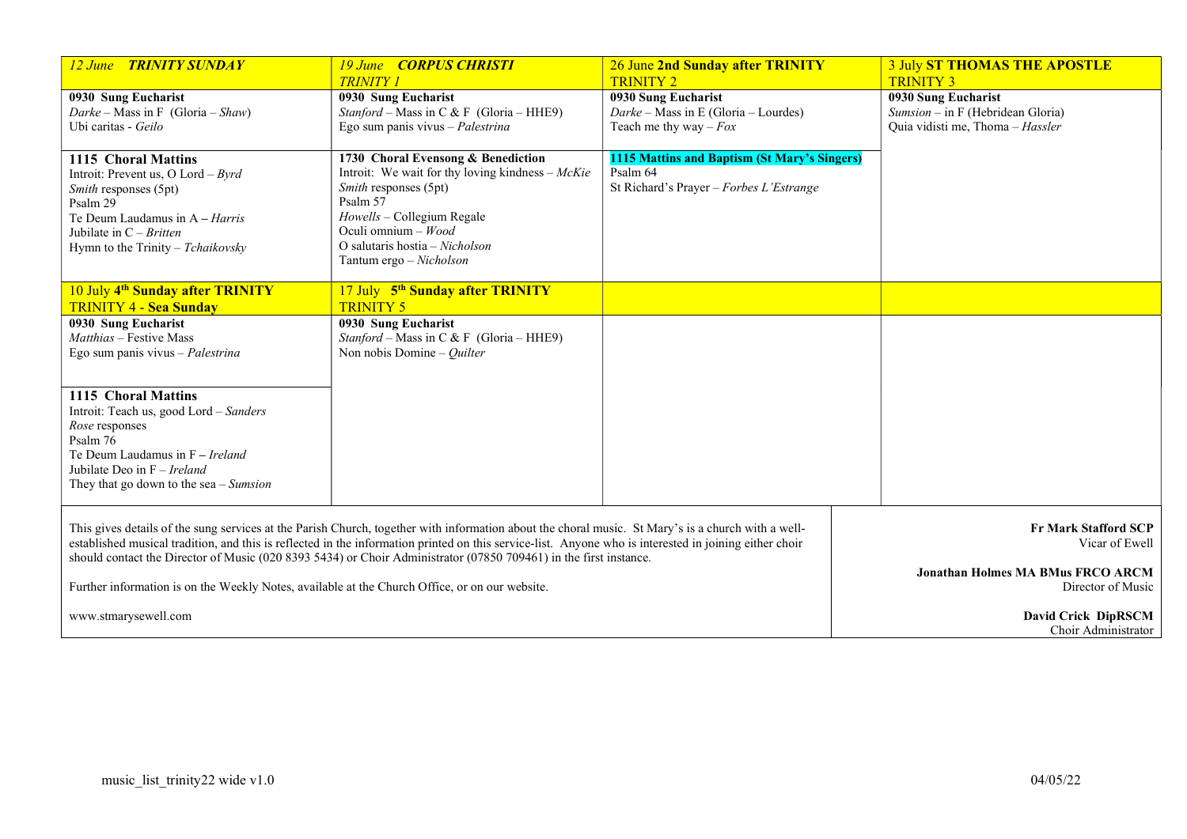| | | | |
|---|---|---|---|
| *12 June* ***TRINITY SUNDAY*** | *19 June* ***CORPUS CHRISTI*** *TRINITY 1* | 26 June **2nd Sunday after TRINITY** TRINITY 2 | 3 July **ST THOMAS THE APOSTLE** TRINITY 3 |
| **0930 Sung Eucharist**<br>*Darke* – Mass in F (Gloria – *Shaw*)<br>Ubi caritas - *Geilo*<br><br>**1115 Choral Mattins**<br>Introit: Prevent us, O Lord – *Byrd*<br>*Smith* responses (5pt)<br>Psalm 29<br>Te Deum Laudamus in A – *Harris*<br>Jubilate in C – *Britten*<br>Hymn to the Trinity – *Tchaikovsky* | **0930 Sung Eucharist**<br>*Stanford* – Mass in C & F (Gloria – HHE9)<br>Ego sum panis vivus – *Palestrina*<br><br>**1730 Choral Evensong & Benediction**<br>Introit: We wait for thy loving kindness – *McKie*<br>*Smith* responses (5pt)<br>Psalm 57<br>*Howells* – Collegium Regale<br>Oculi omnium – *Wood*<br>O salutaris hostia – *Nicholson*<br>Tantum ergo – *Nicholson* | **0930 Sung Eucharist**<br>*Darke* – Mass in E (Gloria – Lourdes)<br>Teach me thy way – *Fox*<br><br>**1115 Mattins and Baptism (St Mary's Singers)**<br>Psalm 64<br>St Richard's Prayer – *Forbes L'Estrange* | **0930 Sung Eucharist**<br>*Sumsion* – in F (Hebridean Gloria)<br>Quia vidisti me, Thoma – *Hassler* |
| 10 July **4th Sunday after TRINITY** TRINITY 4 - **Sea Sunday** | 17 July **5th Sunday after TRINITY** TRINITY 5 | | |
| **0930 Sung Eucharist**<br>*Matthias* – Festive Mass<br>Ego sum panis vivus – *Palestrina*<br><br>**1115 Choral Mattins**<br>Introit: Teach us, good Lord – *Sanders*<br>*Rose* responses<br>Psalm 76<br>Te Deum Laudamus in F – *Ireland*<br>Jubilate Deo in F – *Ireland*<br>They that go down to the sea – *Sumsion* | **0930 Sung Eucharist**<br>*Stanford* – Mass in C & F (Gloria – HHE9)<br>Non nobis Domine – *Quilter* | | |

This gives details of the sung services at the Parish Church, together with information about the choral music. St Mary's is a church with a well-established musical tradition, and this is reflected in the information printed on this service-list. Anyone who is interested in joining either choir should contact the Director of Music (020 8393 5434) or Choir Administrator (07850 709461) in the first instance.

Further information is on the Weekly Notes, available at the Church Office, or on our website.

www.stmarysewell.com

**Fr Mark Stafford SCP**
Vicar of Ewell

**Jonathan Holmes MA BMus FRCO ARCM**
Director of Music

**David Crick DipRSCM**
Choir Administrator

music_list_trinity22 wide v1.0 04/05/22